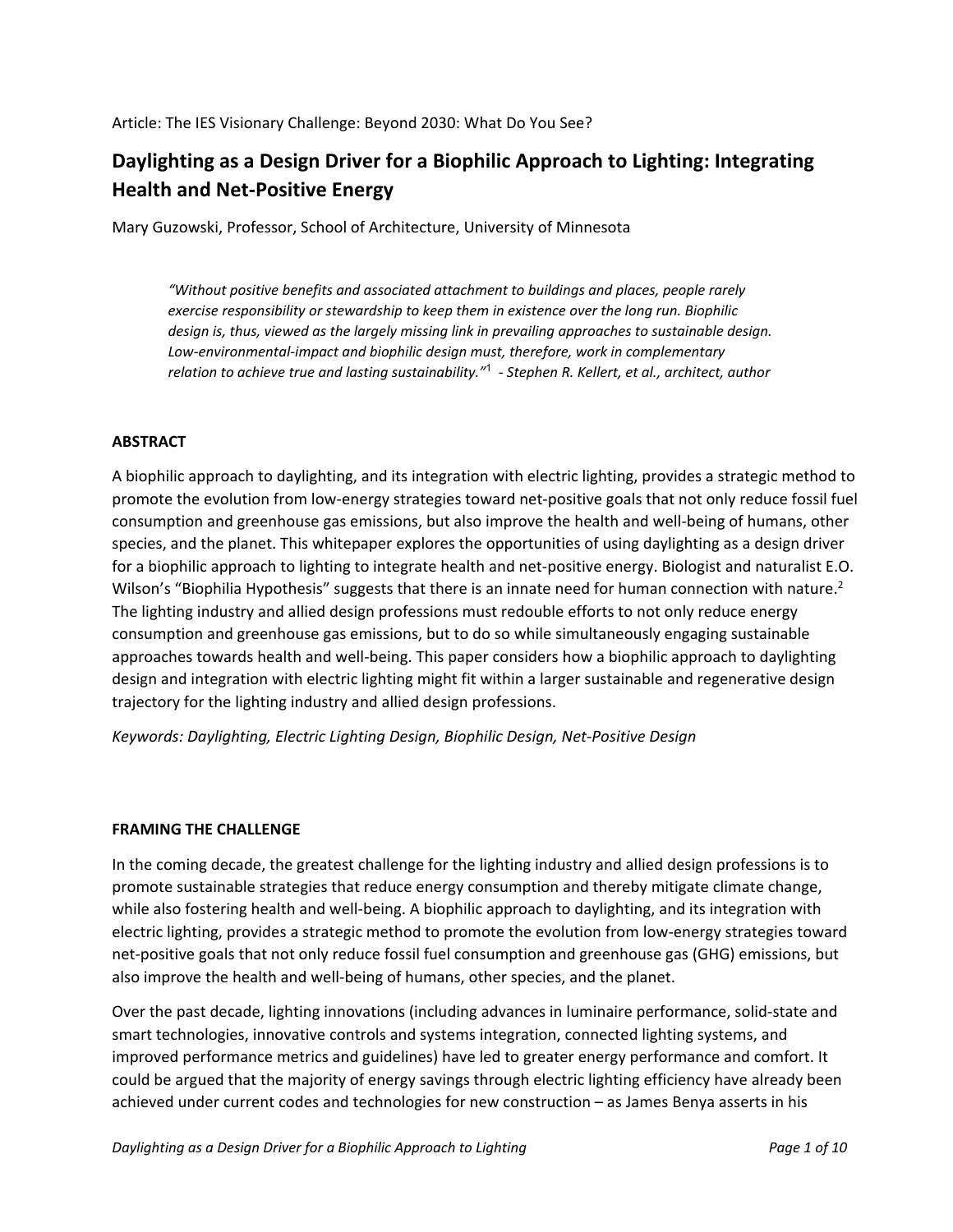Article: The IES Visionary Challenge: Beyond 2030: What Do You See?

# Daylighting as a Design Driver for a Biophilic Approach to Lighting: Integrating Health and Net-Positive Energy

Mary Guzowski, Professor, School of Architecture, University of Minnesota

> *"Without positive benefits and associated attachment to buildings and places, people rarely exercise responsibility or stewardship to keep them in existence over the long run. Biophilic design is, thus, viewed as the largely missing link in prevailing approaches to sustainable design. Low-environmental-impact and biophilic design must, therefore, work in complementary relation to achieve true and lasting sustainability."*[1] *- Stephen R. Kellert, et al., architect, author*

## ABSTRACT

A biophilic approach to daylighting, and its integration with electric lighting, provides a strategic method to promote the evolution from low-energy strategies toward net-positive goals that not only reduce fossil fuel consumption and greenhouse gas emissions, but also improve the health and well-being of humans, other species, and the planet. This whitepaper explores the opportunities of using daylighting as a design driver for a biophilic approach to lighting to integrate health and net-positive energy. Biologist and naturalist E.O. Wilson's "Biophilia Hypothesis" suggests that there is an innate need for human connection with nature.[2] The lighting industry and allied design professions must redouble efforts to not only reduce energy consumption and greenhouse gas emissions, but to do so while simultaneously engaging sustainable approaches towards health and well-being. This paper considers how a biophilic approach to daylighting design and integration with electric lighting might fit within a larger sustainable and regenerative design trajectory for the lighting industry and allied design professions.

*Keywords: Daylighting, Electric Lighting Design, Biophilic Design, Net-Positive Design*

## FRAMING THE CHALLENGE

In the coming decade, the greatest challenge for the lighting industry and allied design professions is to promote sustainable strategies that reduce energy consumption and thereby mitigate climate change, while also fostering health and well-being. A biophilic approach to daylighting, and its integration with electric lighting, provides a strategic method to promote the evolution from low-energy strategies toward net-positive goals that not only reduce fossil fuel consumption and greenhouse gas (GHG) emissions, but also improve the health and well-being of humans, other species, and the planet.

Over the past decade, lighting innovations (including advances in luminaire performance, solid-state and smart technologies, innovative controls and systems integration, connected lighting systems, and improved performance metrics and guidelines) have led to greater energy performance and comfort. It could be argued that the majority of energy savings through electric lighting efficiency have already been achieved under current codes and technologies for new construction – as James Benya asserts in his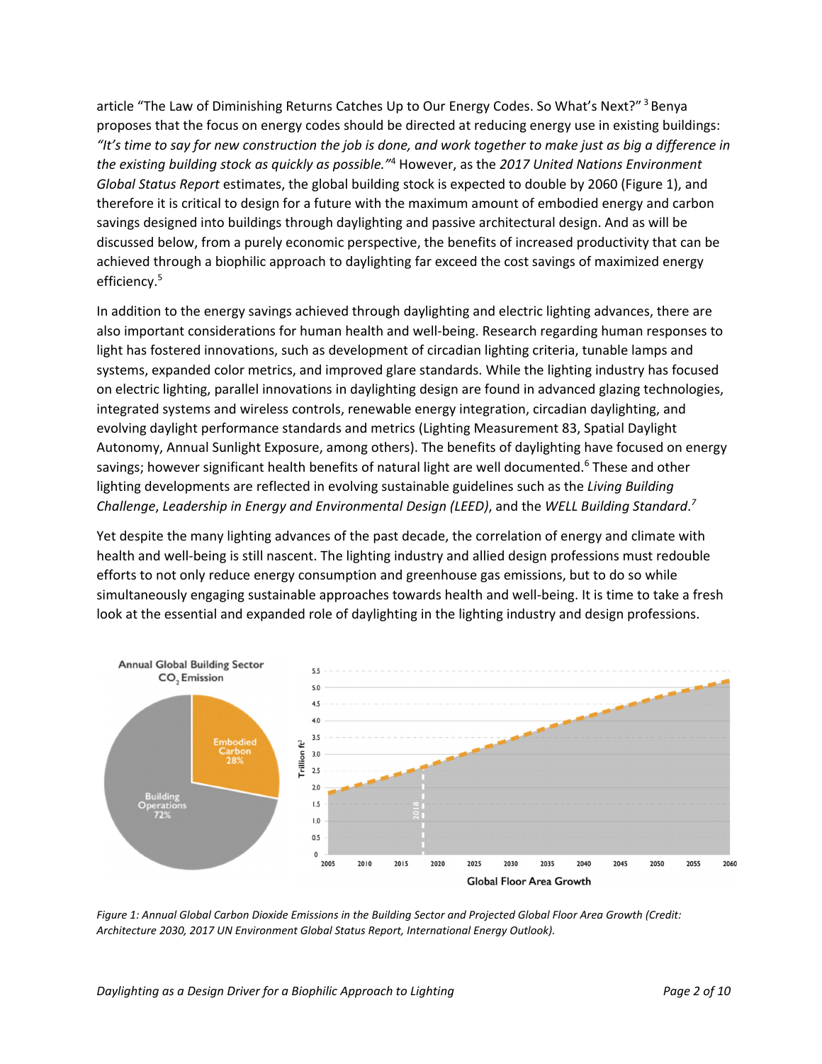article "The Law of Diminishing Returns Catches Up to Our Energy Codes. So What's Next?" [3] Benya proposes that the focus on energy codes should be directed at reducing energy use in existing buildings: *"It's time to say for new construction the job is done, and work together to make just as big a difference in the existing building stock as quickly as possible."*[4] However, as the *2017 United Nations Environment Global Status Report* estimates, the global building stock is expected to double by 2060 (Figure 1), and therefore it is critical to design for a future with the maximum amount of embodied energy and carbon savings designed into buildings through daylighting and passive architectural design. And as will be discussed below, from a purely economic perspective, the benefits of increased productivity that can be achieved through a biophilic approach to daylighting far exceed the cost savings of maximized energy efficiency.[5]

In addition to the energy savings achieved through daylighting and electric lighting advances, there are also important considerations for human health and well-being. Research regarding human responses to light has fostered innovations, such as development of circadian lighting criteria, tunable lamps and systems, expanded color metrics, and improved glare standards. While the lighting industry has focused on electric lighting, parallel innovations in daylighting design are found in advanced glazing technologies, integrated systems and wireless controls, renewable energy integration, circadian daylighting, and evolving daylight performance standards and metrics (Lighting Measurement 83, Spatial Daylight Autonomy, Annual Sunlight Exposure, among others). The benefits of daylighting have focused on energy savings; however significant health benefits of natural light are well documented.[6] These and other lighting developments are reflected in evolving sustainable guidelines such as the *Living Building Challenge*, *Leadership in Energy and Environmental Design (LEED)*, and the *WELL Building Standard*.[7]

Yet despite the many lighting advances of the past decade, the correlation of energy and climate with health and well-being is still nascent. The lighting industry and allied design professions must redouble efforts to not only reduce energy consumption and greenhouse gas emissions, but to do so while simultaneously engaging sustainable approaches towards health and well-being. It is time to take a fresh look at the essential and expanded role of daylighting in the lighting industry and design professions.

*Figure 1: Annual Global Carbon Dioxide Emissions in the Building Sector and Projected Global Floor Area Growth (Credit: Architecture 2030, 2017 UN Environment Global Status Report, International Energy Outlook).*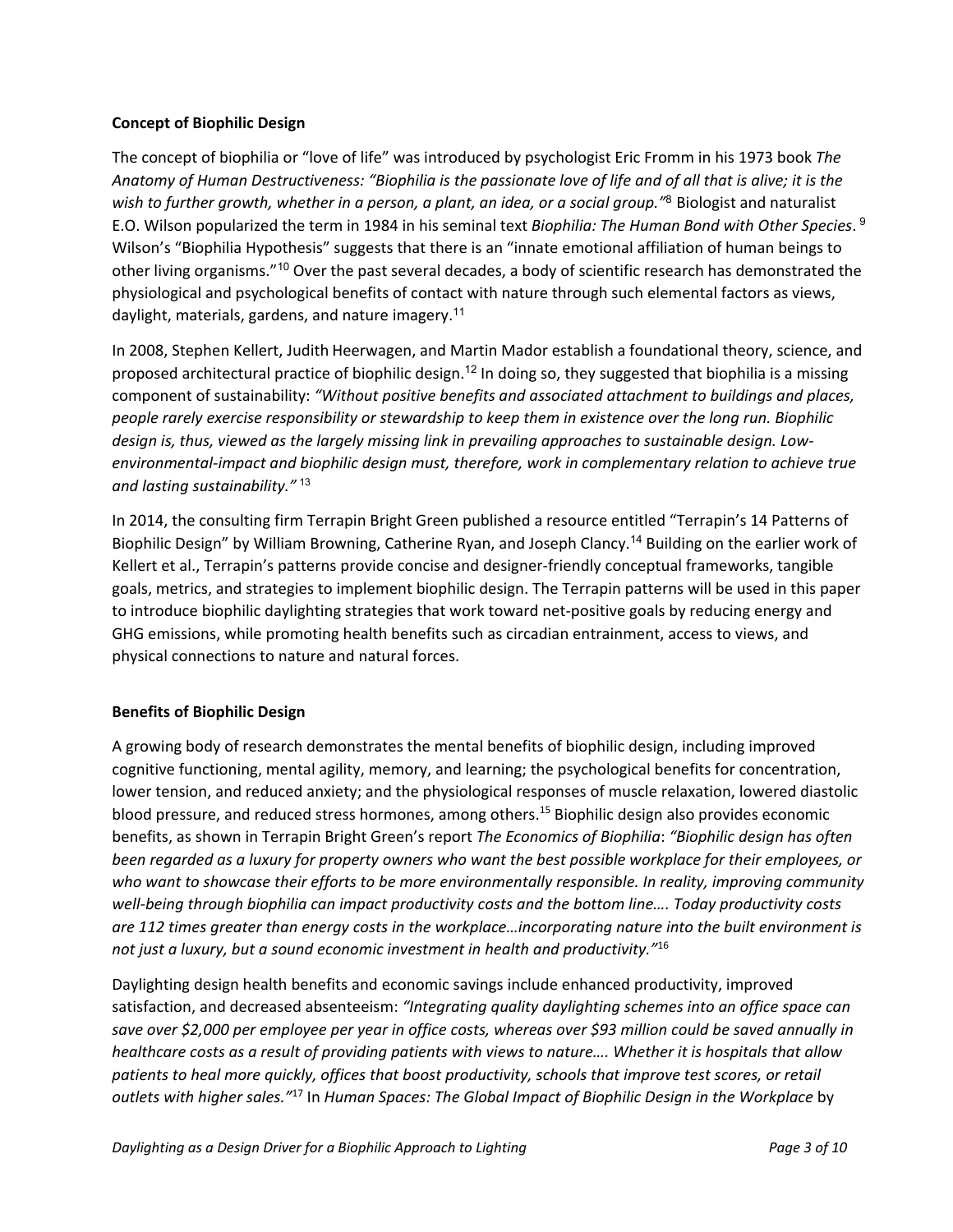**Concept of Biophilic Design**

The concept of biophilia or "love of life" was introduced by psychologist Eric Fromm in his 1973 book *The Anatomy of Human Destructiveness: "Biophilia is the passionate love of life and of all that is alive; it is the wish to further growth, whether in a person, a plant, an idea, or a social group."*[8] Biologist and naturalist E.O. Wilson popularized the term in 1984 in his seminal text *Biophilia: The Human Bond with Other Species*.[9] Wilson's "Biophilia Hypothesis" suggests that there is an "innate emotional affiliation of human beings to other living organisms."[10] Over the past several decades, a body of scientific research has demonstrated the physiological and psychological benefits of contact with nature through such elemental factors as views, daylight, materials, gardens, and nature imagery.[11]

In 2008, Stephen Kellert, Judith Heerwagen, and Martin Mador establish a foundational theory, science, and proposed architectural practice of biophilic design.[12] In doing so, they suggested that biophilia is a missing component of sustainability: *"Without positive benefits and associated attachment to buildings and places, people rarely exercise responsibility or stewardship to keep them in existence over the long run. Biophilic design is, thus, viewed as the largely missing link in prevailing approaches to sustainable design. Low-environmental-impact and biophilic design must, therefore, work in complementary relation to achieve true and lasting sustainability."* [13]

In 2014, the consulting firm Terrapin Bright Green published a resource entitled "Terrapin's 14 Patterns of Biophilic Design" by William Browning, Catherine Ryan, and Joseph Clancy.[14] Building on the earlier work of Kellert et al., Terrapin's patterns provide concise and designer-friendly conceptual frameworks, tangible goals, metrics, and strategies to implement biophilic design. The Terrapin patterns will be used in this paper to introduce biophilic daylighting strategies that work toward net-positive goals by reducing energy and GHG emissions, while promoting health benefits such as circadian entrainment, access to views, and physical connections to nature and natural forces.

**Benefits of Biophilic Design**

A growing body of research demonstrates the mental benefits of biophilic design, including improved cognitive functioning, mental agility, memory, and learning; the psychological benefits for concentration, lower tension, and reduced anxiety; and the physiological responses of muscle relaxation, lowered diastolic blood pressure, and reduced stress hormones, among others.[15] Biophilic design also provides economic benefits, as shown in Terrapin Bright Green's report *The Economics of Biophilia*: *"Biophilic design has often been regarded as a luxury for property owners who want the best possible workplace for their employees, or who want to showcase their efforts to be more environmentally responsible. In reality, improving community well-being through biophilia can impact productivity costs and the bottom line…. Today productivity costs are 112 times greater than energy costs in the workplace…incorporating nature into the built environment is not just a luxury, but a sound economic investment in health and productivity."*[16]

Daylighting design health benefits and economic savings include enhanced productivity, improved satisfaction, and decreased absenteeism: *"Integrating quality daylighting schemes into an office space can save over $2,000 per employee per year in office costs, whereas over $93 million could be saved annually in healthcare costs as a result of providing patients with views to nature…. Whether it is hospitals that allow patients to heal more quickly, offices that boost productivity, schools that improve test scores, or retail outlets with higher sales."*[17] In *Human Spaces: The Global Impact of Biophilic Design in the Workplace* by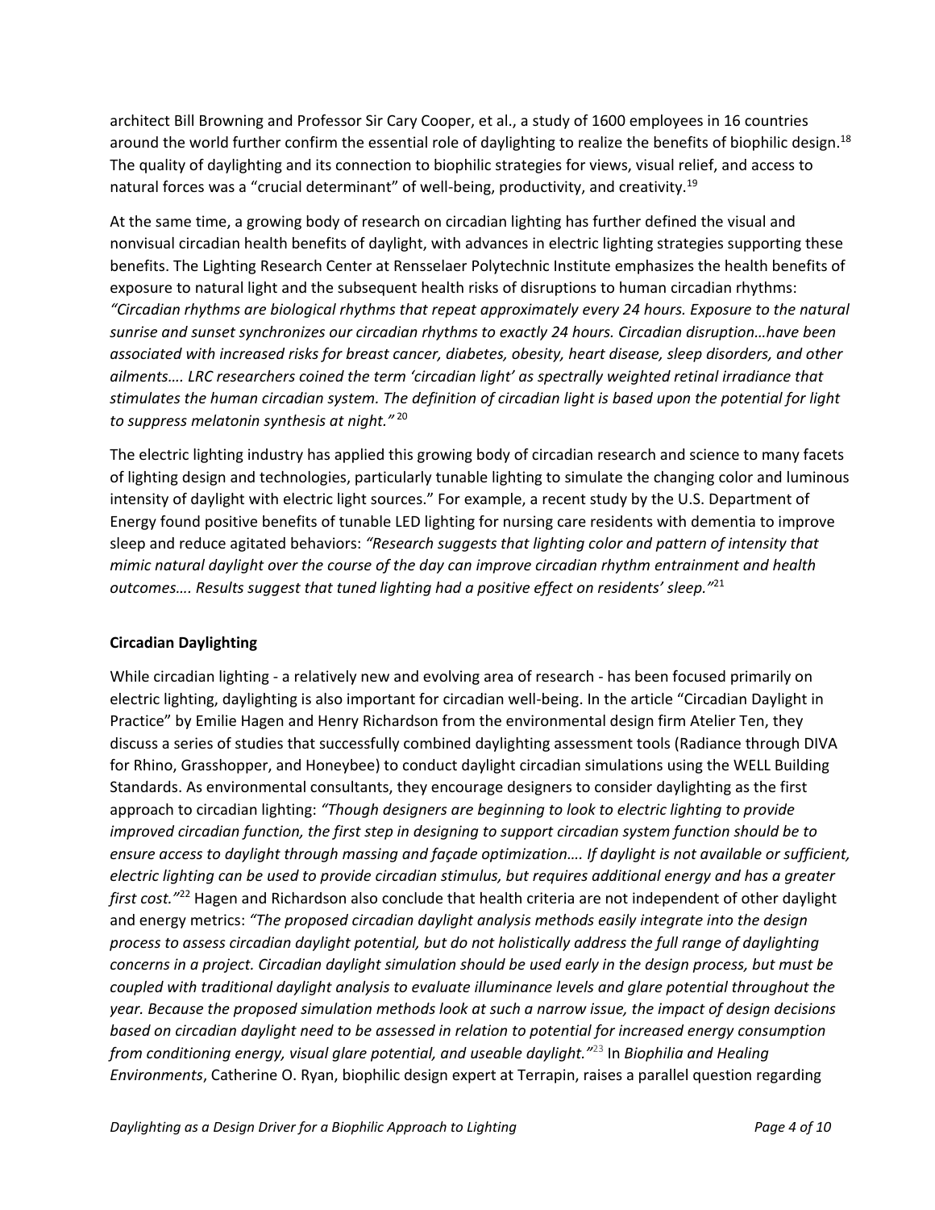architect Bill Browning and Professor Sir Cary Cooper, et al., a study of 1600 employees in 16 countries around the world further confirm the essential role of daylighting to realize the benefits of biophilic design.[18] The quality of daylighting and its connection to biophilic strategies for views, visual relief, and access to natural forces was a "crucial determinant" of well-being, productivity, and creativity.[19]

At the same time, a growing body of research on circadian lighting has further defined the visual and nonvisual circadian health benefits of daylight, with advances in electric lighting strategies supporting these benefits. The Lighting Research Center at Rensselaer Polytechnic Institute emphasizes the health benefits of exposure to natural light and the subsequent health risks of disruptions to human circadian rhythms: *"Circadian rhythms are biological rhythms that repeat approximately every 24 hours. Exposure to the natural sunrise and sunset synchronizes our circadian rhythms to exactly 24 hours. Circadian disruption…have been associated with increased risks for breast cancer, diabetes, obesity, heart disease, sleep disorders, and other ailments…. LRC researchers coined the term 'circadian light' as spectrally weighted retinal irradiance that stimulates the human circadian system. The definition of circadian light is based upon the potential for light to suppress melatonin synthesis at night."* [20]

The electric lighting industry has applied this growing body of circadian research and science to many facets of lighting design and technologies, particularly tunable lighting to simulate the changing color and luminous intensity of daylight with electric light sources." For example, a recent study by the U.S. Department of Energy found positive benefits of tunable LED lighting for nursing care residents with dementia to improve sleep and reduce agitated behaviors: *"Research suggests that lighting color and pattern of intensity that mimic natural daylight over the course of the day can improve circadian rhythm entrainment and health outcomes…. Results suggest that tuned lighting had a positive effect on residents' sleep."*[21]

**Circadian Daylighting**

While circadian lighting - a relatively new and evolving area of research - has been focused primarily on electric lighting, daylighting is also important for circadian well-being. In the article "Circadian Daylight in Practice" by Emilie Hagen and Henry Richardson from the environmental design firm Atelier Ten, they discuss a series of studies that successfully combined daylighting assessment tools (Radiance through DIVA for Rhino, Grasshopper, and Honeybee) to conduct daylight circadian simulations using the WELL Building Standards. As environmental consultants, they encourage designers to consider daylighting as the first approach to circadian lighting: *"Though designers are beginning to look to electric lighting to provide improved circadian function, the first step in designing to support circadian system function should be to ensure access to daylight through massing and façade optimization…. If daylight is not available or sufficient, electric lighting can be used to provide circadian stimulus, but requires additional energy and has a greater first cost."*[22] Hagen and Richardson also conclude that health criteria are not independent of other daylight and energy metrics: *"The proposed circadian daylight analysis methods easily integrate into the design process to assess circadian daylight potential, but do not holistically address the full range of daylighting concerns in a project. Circadian daylight simulation should be used early in the design process, but must be coupled with traditional daylight analysis to evaluate illuminance levels and glare potential throughout the year. Because the proposed simulation methods look at such a narrow issue, the impact of design decisions based on circadian daylight need to be assessed in relation to potential for increased energy consumption from conditioning energy, visual glare potential, and useable daylight."*[23] In *Biophilia and Healing Environments*, Catherine O. Ryan, biophilic design expert at Terrapin, raises a parallel question regarding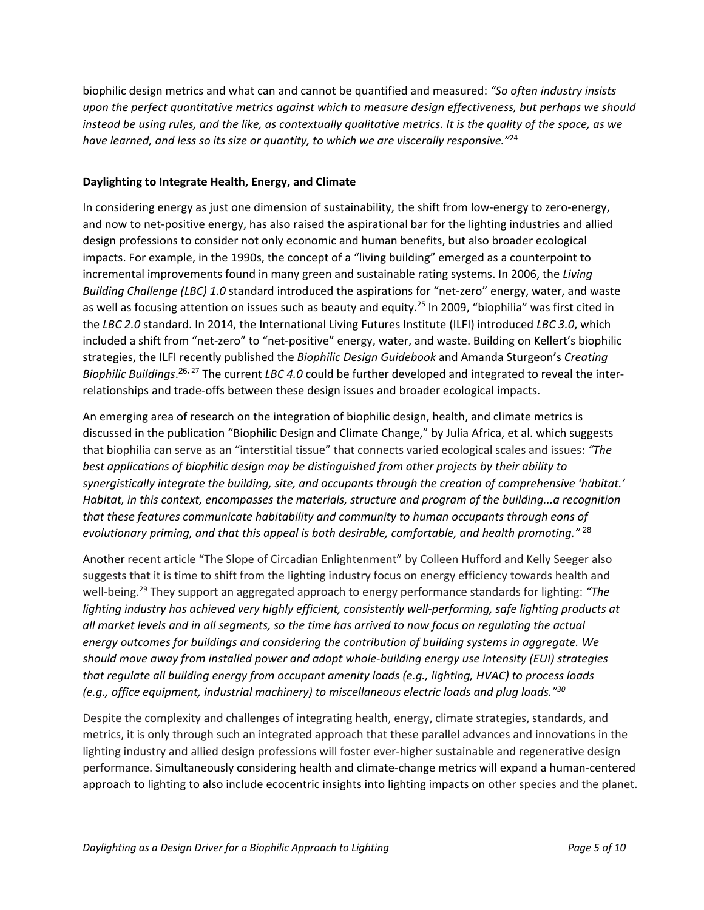biophilic design metrics and what can and cannot be quantified and measured: *"So often industry insists upon the perfect quantitative metrics against which to measure design effectiveness, but perhaps we should instead be using rules, and the like, as contextually qualitative metrics. It is the quality of the space, as we have learned, and less so its size or quantity, to which we are viscerally responsive."*[24]

**Daylighting to Integrate Health, Energy, and Climate**

In considering energy as just one dimension of sustainability, the shift from low-energy to zero-energy, and now to net-positive energy, has also raised the aspirational bar for the lighting industries and allied design professions to consider not only economic and human benefits, but also broader ecological impacts. For example, in the 1990s, the concept of a "living building" emerged as a counterpoint to incremental improvements found in many green and sustainable rating systems. In 2006, the *Living Building Challenge (LBC) 1.0* standard introduced the aspirations for "net-zero" energy, water, and waste as well as focusing attention on issues such as beauty and equity.[25] In 2009, "biophilia" was first cited in the *LBC 2.0* standard. In 2014, the International Living Futures Institute (ILFI) introduced *LBC 3.0*, which included a shift from "net-zero" to "net-positive" energy, water, and waste. Building on Kellert's biophilic strategies, the ILFI recently published the *Biophilic Design Guidebook* and Amanda Sturgeon's *Creating Biophilic Buildings*.[26, 27] The current *LBC 4.0* could be further developed and integrated to reveal the inter-relationships and trade-offs between these design issues and broader ecological impacts.

An emerging area of research on the integration of biophilic design, health, and climate metrics is discussed in the publication "Biophilic Design and Climate Change," by Julia Africa, et al. which suggests that biophilia can serve as an "interstitial tissue" that connects varied ecological scales and issues: *"The best applications of biophilic design may be distinguished from other projects by their ability to synergistically integrate the building, site, and occupants through the creation of comprehensive 'habitat.' Habitat, in this context, encompasses the materials, structure and program of the building...a recognition that these features communicate habitability and community to human occupants through eons of evolutionary priming, and that this appeal is both desirable, comfortable, and health promoting."* [28]

Another recent article "The Slope of Circadian Enlightenment" by Colleen Hufford and Kelly Seeger also suggests that it is time to shift from the lighting industry focus on energy efficiency towards health and well-being.[29] They support an aggregated approach to energy performance standards for lighting: *"The lighting industry has achieved very highly efficient, consistently well-performing, safe lighting products at all market levels and in all segments, so the time has arrived to now focus on regulating the actual energy outcomes for buildings and considering the contribution of building systems in aggregate. We should move away from installed power and adopt whole-building energy use intensity (EUI) strategies that regulate all building energy from occupant amenity loads (e.g., lighting, HVAC) to process loads (e.g., office equipment, industrial machinery) to miscellaneous electric loads and plug loads."*[30]

Despite the complexity and challenges of integrating health, energy, climate strategies, standards, and metrics, it is only through such an integrated approach that these parallel advances and innovations in the lighting industry and allied design professions will foster ever-higher sustainable and regenerative design performance. Simultaneously considering health and climate-change metrics will expand a human-centered approach to lighting to also include ecocentric insights into lighting impacts on other species and the planet.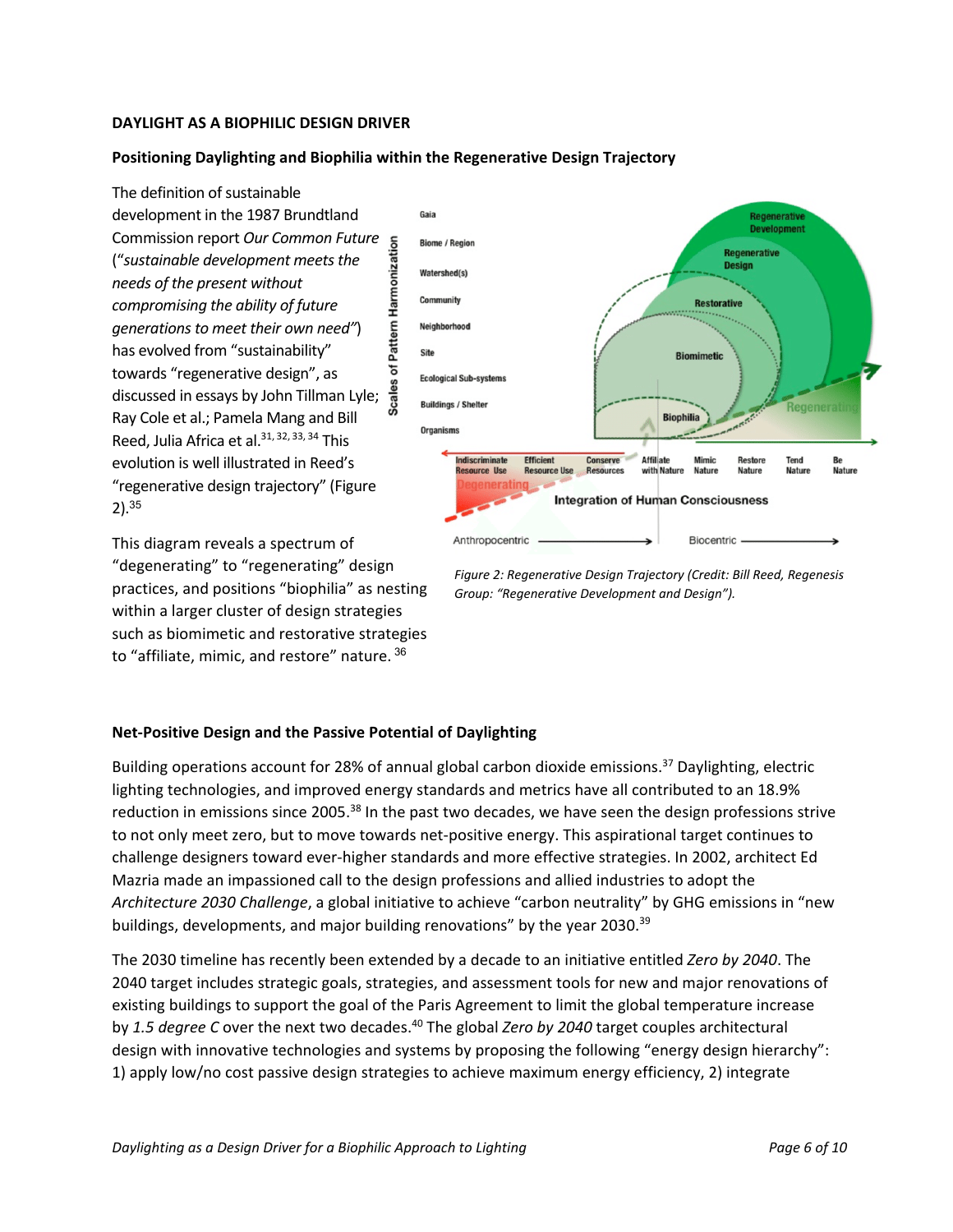**DAYLIGHT AS A BIOPHILIC DESIGN DRIVER**

**Positioning Daylighting and Biophilia within the Regenerative Design Trajectory**

The definition of sustainable development in the 1987 Brundtland Commission report *Our Common Future* ("*sustainable development meets the needs of the present without compromising the ability of future generations to meet their own need"*) has evolved from "sustainability" towards "regenerative design", as discussed in essays by John Tillman Lyle; Ray Cole et al.; Pamela Mang and Bill Reed, Julia Africa et al.[31, 32, 33, 34] This evolution is well illustrated in Reed's "regenerative design trajectory" (Figure 2).[35]

*Figure 2: Regenerative Design Trajectory (Credit: Bill Reed, Regenesis Group: "Regenerative Development and Design").*

This diagram reveals a spectrum of "degenerating" to "regenerating" design practices, and positions "biophilia" as nesting within a larger cluster of design strategies such as biomimetic and restorative strategies to "affiliate, mimic, and restore" nature. [36]

**Net-Positive Design and the Passive Potential of Daylighting**

Building operations account for 28% of annual global carbon dioxide emissions.[37] Daylighting, electric lighting technologies, and improved energy standards and metrics have all contributed to an 18.9% reduction in emissions since 2005.[38] In the past two decades, we have seen the design professions strive to not only meet zero, but to move towards net-positive energy. This aspirational target continues to challenge designers toward ever-higher standards and more effective strategies. In 2002, architect Ed Mazria made an impassioned call to the design professions and allied industries to adopt the *Architecture 2030 Challenge*, a global initiative to achieve "carbon neutrality" by GHG emissions in "new buildings, developments, and major building renovations" by the year 2030.[39]

The 2030 timeline has recently been extended by a decade to an initiative entitled *Zero by 2040*. The 2040 target includes strategic goals, strategies, and assessment tools for new and major renovations of existing buildings to support the goal of the Paris Agreement to limit the global temperature increase by *1.5 degree C* over the next two decades.[40] The global *Zero by 2040* target couples architectural design with innovative technologies and systems by proposing the following "energy design hierarchy": 1) apply low/no cost passive design strategies to achieve maximum energy efficiency, 2) integrate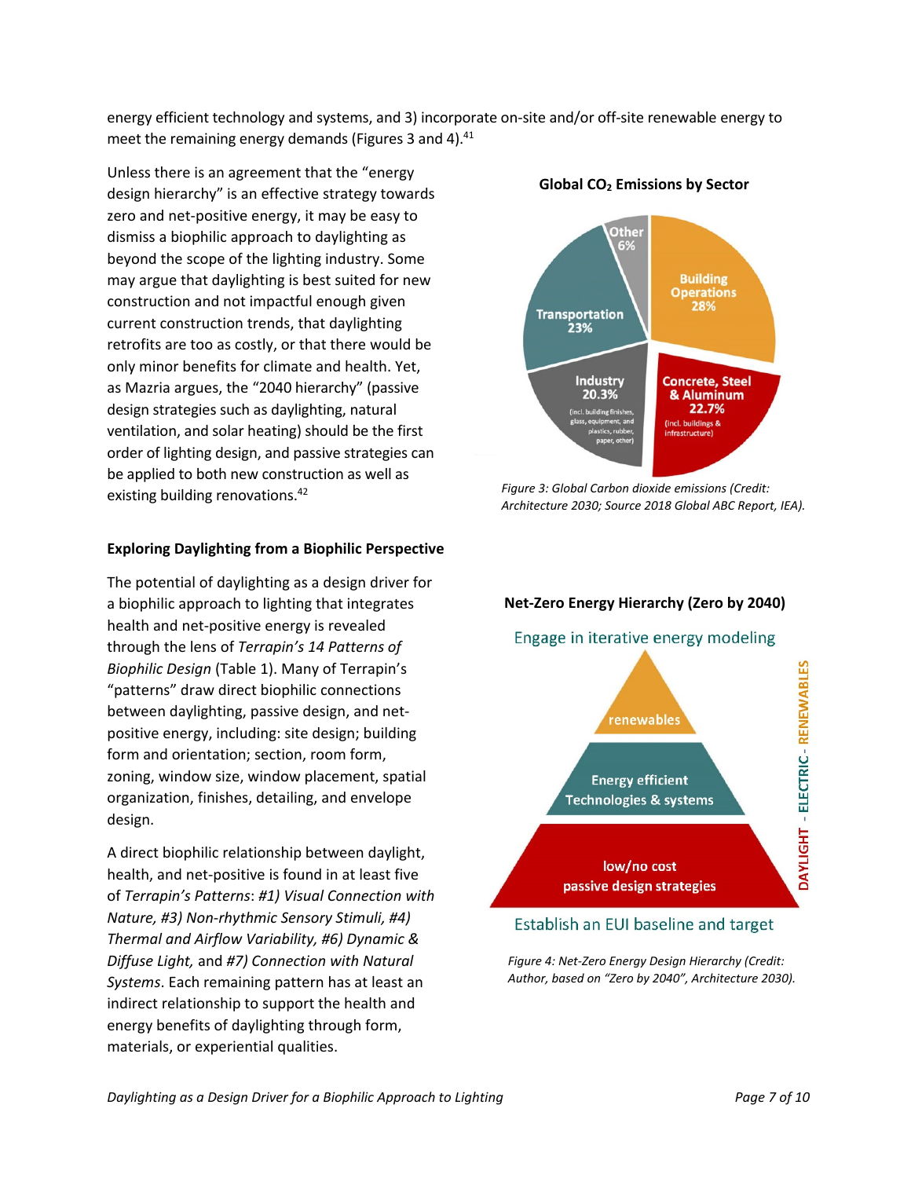energy efficient technology and systems, and 3) incorporate on-site and/or off-site renewable energy to meet the remaining energy demands (Figures 3 and 4).[41]

Unless there is an agreement that the "energy design hierarchy" is an effective strategy towards zero and net-positive energy, it may be easy to dismiss a biophilic approach to daylighting as beyond the scope of the lighting industry. Some may argue that daylighting is best suited for new construction and not impactful enough given current construction trends, that daylighting retrofits are too as costly, or that there would be only minor benefits for climate and health. Yet, as Mazria argues, the "2040 hierarchy" (passive design strategies such as daylighting, natural ventilation, and solar heating) should be the first order of lighting design, and passive strategies can be applied to both new construction as well as existing building renovations.[42]

**Global $CO_2$ Emissions by Sector**

Other 6%

Building Operations 28%

Transportation 23%

Industry 20.3% (incl. building finishes, glass, equipment, and plastics, rubber, paper, other)

Concrete, Steel & Aluminum 22.7% (incl. buildings & infrastructure)

*Figure 3: Global Carbon dioxide emissions (Credit: Architecture 2030; Source 2018 Global ABC Report, IEA).*

**Net-Zero Energy Hierarchy (Zero by 2040)**

Engage in iterative energy modeling

renewables

Energy efficient Technologies & systems

low/no cost passive design strategies

DAYLIGHT - ELECTRIC - RENEWABLES

Establish an EUI baseline and target

*Figure 4: Net-Zero Energy Design Hierarchy (Credit: Author, based on "Zero by 2040", Architecture 2030).*

**Exploring Daylighting from a Biophilic Perspective**

The potential of daylighting as a design driver for a biophilic approach to lighting that integrates health and net-positive energy is revealed through the lens of *Terrapin's 14 Patterns of Biophilic Design* (Table 1). Many of Terrapin's "patterns" draw direct biophilic connections between daylighting, passive design, and net-positive energy, including: site design; building form and orientation; section, room form, zoning, window size, window placement, spatial organization, finishes, detailing, and envelope design.

A direct biophilic relationship between daylight, health, and net-positive is found in at least five of *Terrapin's Patterns*: *#1) Visual Connection with Nature, #3) Non-rhythmic Sensory Stimuli, #4) Thermal and Airflow Variability, #6) Dynamic & Diffuse Light,* and *#7) Connection with Natural Systems*. Each remaining pattern has at least an indirect relationship to support the health and energy benefits of daylighting through form, materials, or experiential qualities.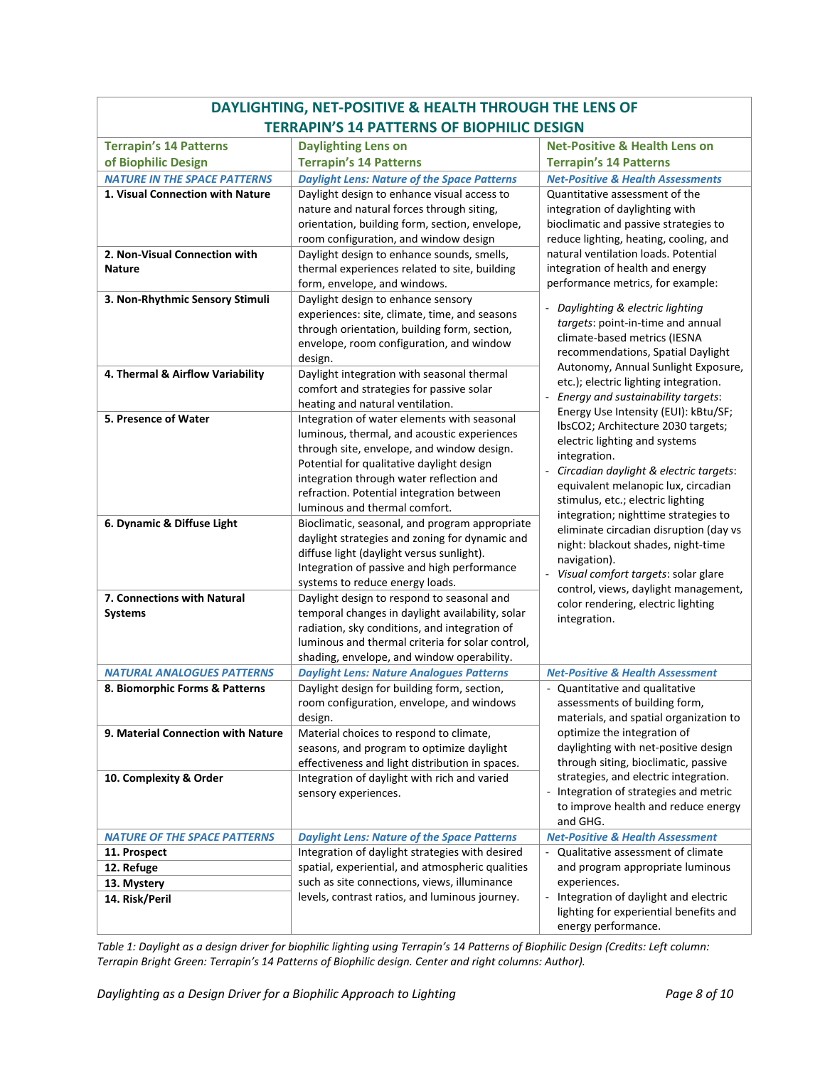| DAYLIGHTING, NET-POSITIVE & HEALTH THROUGH THE LENS OF TERRAPIN'S 14 PATTERNS OF BIOPHILIC DESIGN | | |
|---|---|---|
| **Terrapin's 14 Patterns of Biophilic Design** | **Daylighting Lens on Terrapin's 14 Patterns** | **Net-Positive & Health Lens on Terrapin's 14 Patterns** |
| ***NATURE IN THE SPACE PATTERNS*** | ***Daylight Lens: Nature of the Space Patterns*** | ***Net-Positive & Health Assessments*** |
| **1. Visual Connection with Nature** | Daylight design to enhance visual access to nature and natural forces through siting, orientation, building form, section, envelope, room configuration, and window design | Quantitative assessment of the integration of daylighting with bioclimatic and passive strategies to reduce lighting, heating, cooling, and natural ventilation loads. Potential integration of health and energy performance metrics, for example:<br>- *Daylighting & electric lighting targets*: point-in-time and annual climate-based metrics (IESNA recommendations, Spatial Daylight Autonomy, Annual Sunlight Exposure, etc.); electric lighting integration.<br>- *Energy and sustainability targets*: Energy Use Intensity (EUI): kBtu/SF; lbsCO2; Architecture 2030 targets; electric lighting and systems integration.<br>- *Circadian daylight & electric targets*: equivalent melanopic lux, circadian stimulus, etc.; electric lighting integration; nighttime strategies to eliminate circadian disruption (day vs night: blackout shades, night-time navigation).<br>- *Visual comfort targets*: solar glare control, views, daylight management, color rendering, electric lighting integration. |
| **2. Non-Visual Connection with Nature** | Daylight design to enhance sounds, smells, thermal experiences related to site, building form, envelope, and windows. | |
| **3. Non-Rhythmic Sensory Stimuli** | Daylight design to enhance sensory experiences: site, climate, time, and seasons through orientation, building form, section, envelope, room configuration, and window design. | |
| **4. Thermal & Airflow Variability** | Daylight integration with seasonal thermal comfort and strategies for passive solar heating and natural ventilation. | |
| **5. Presence of Water** | Integration of water elements with seasonal luminous, thermal, and acoustic experiences through site, envelope, and window design. Potential for qualitative daylight design integration through water reflection and refraction. Potential integration between luminous and thermal comfort. | |
| **6. Dynamic & Diffuse Light** | Bioclimatic, seasonal, and program appropriate daylight strategies and zoning for dynamic and diffuse light (daylight versus sunlight). Integration of passive and high performance systems to reduce energy loads. | |
| **7. Connections with Natural Systems** | Daylight design to respond to seasonal and temporal changes in daylight availability, solar radiation, sky conditions, and integration of luminous and thermal criteria for solar control, shading, envelope, and window operability. | |
| ***NATURAL ANALOGUES PATTERNS*** | ***Daylight Lens: Nature Analogues Patterns*** | ***Net-Positive & Health Assessment*** |
| **8. Biomorphic Forms & Patterns** | Daylight design for building form, section, room configuration, envelope, and windows design. | - Quantitative and qualitative assessments of building form, materials, and spatial organization to optimize the integration of daylighting with net-positive design through siting, bioclimatic, passive strategies, and electric integration.<br>- Integration of strategies and metric to improve health and reduce energy and GHG. |
| **9. Material Connection with Nature** | Material choices to respond to climate, seasons, and program to optimize daylight effectiveness and light distribution in spaces. | |
| **10. Complexity & Order** | Integration of daylight with rich and varied sensory experiences. | |
| ***NATURE OF THE SPACE PATTERNS*** | ***Daylight Lens: Nature of the Space Patterns*** | ***Net-Positive & Health Assessment*** |
| **11. Prospect** | Integration of daylight strategies with desired spatial, experiential, and atmospheric qualities such as site connections, views, illuminance levels, contrast ratios, and luminous journey. | - Qualitative assessment of climate and program appropriate luminous experiences.<br>- Integration of daylight and electric lighting for experiential benefits and energy performance. |
| **12. Refuge** | | |
| **13. Mystery** | | |
| **14. Risk/Peril** | | |

*Table 1: Daylight as a design driver for biophilic lighting using Terrapin's 14 Patterns of Biophilic Design (Credits: Left column: Terrapin Bright Green: Terrapin's 14 Patterns of Biophilic design. Center and right columns: Author).*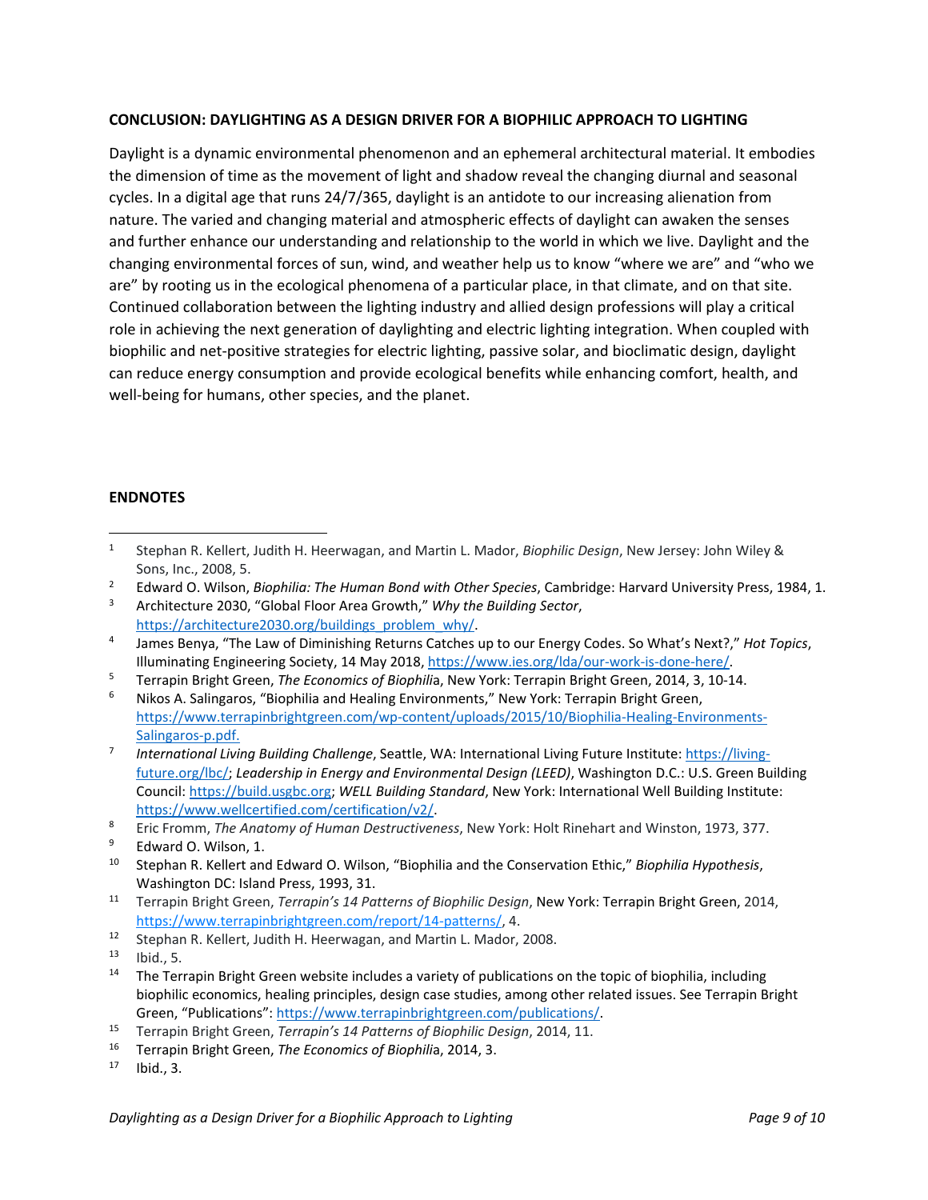## CONCLUSION: DAYLIGHTING AS A DESIGN DRIVER FOR A BIOPHILIC APPROACH TO LIGHTING

Daylight is a dynamic environmental phenomenon and an ephemeral architectural material. It embodies the dimension of time as the movement of light and shadow reveal the changing diurnal and seasonal cycles. In a digital age that runs 24/7/365, daylight is an antidote to our increasing alienation from nature. The varied and changing material and atmospheric effects of daylight can awaken the senses and further enhance our understanding and relationship to the world in which we live. Daylight and the changing environmental forces of sun, wind, and weather help us to know "where we are" and "who we are" by rooting us in the ecological phenomena of a particular place, in that climate, and on that site. Continued collaboration between the lighting industry and allied design professions will play a critical role in achieving the next generation of daylighting and electric lighting integration. When coupled with biophilic and net-positive strategies for electric lighting, passive solar, and bioclimatic design, daylight can reduce energy consumption and provide ecological benefits while enhancing comfort, health, and well-being for humans, other species, and the planet.

## ENDNOTES

1. Stephan R. Kellert, Judith H. Heerwagan, and Martin L. Mador, *Biophilic Design*, New Jersey: John Wiley & Sons, Inc., 2008, 5.
2. Edward O. Wilson, *Biophilia: The Human Bond with Other Species*, Cambridge: Harvard University Press, 1984, 1.
3. Architecture 2030, "Global Floor Area Growth," *Why the Building Sector*, https://architecture2030.org/buildings_problem_why/.
4. James Benya, "The Law of Diminishing Returns Catches up to our Energy Codes. So What's Next?," *Hot Topics*, Illuminating Engineering Society, 14 May 2018, https://www.ies.org/lda/our-work-is-done-here/.
5. Terrapin Bright Green, *The Economics of Biophilia*, New York: Terrapin Bright Green, 2014, 3, 10-14.
6. Nikos A. Salingaros, "Biophilia and Healing Environments," New York: Terrapin Bright Green, https://www.terrapinbrightgreen.com/wp-content/uploads/2015/10/Biophilia-Healing-Environments-Salingaros-p.pdf.
7. *International Living Building Challenge*, Seattle, WA: International Living Future Institute: https://living-future.org/lbc/; *Leadership in Energy and Environmental Design (LEED)*, Washington D.C.: U.S. Green Building Council: https://build.usgbc.org; *WELL Building Standard*, New York: International Well Building Institute: https://www.wellcertified.com/certification/v2/.
8. Eric Fromm, *The Anatomy of Human Destructiveness*, New York: Holt Rinehart and Winston, 1973, 377.
9. Edward O. Wilson, 1.
10. Stephan R. Kellert and Edward O. Wilson, "Biophilia and the Conservation Ethic," *Biophilia Hypothesis*, Washington DC: Island Press, 1993, 31.
11. Terrapin Bright Green, *Terrapin's 14 Patterns of Biophilic Design*, New York: Terrapin Bright Green, 2014, https://www.terrapinbrightgreen.com/report/14-patterns/, 4.
12. Stephan R. Kellert, Judith H. Heerwagan, and Martin L. Mador, 2008.
13. Ibid., 5.
14. The Terrapin Bright Green website includes a variety of publications on the topic of biophilia, including biophilic economics, healing principles, design case studies, among other related issues. See Terrapin Bright Green, "Publications": https://www.terrapinbrightgreen.com/publications/.
15. Terrapin Bright Green, *Terrapin's 14 Patterns of Biophilic Design*, 2014, 11.
16. Terrapin Bright Green, *The Economics of Biophilia*, 2014, 3.
17. Ibid., 3.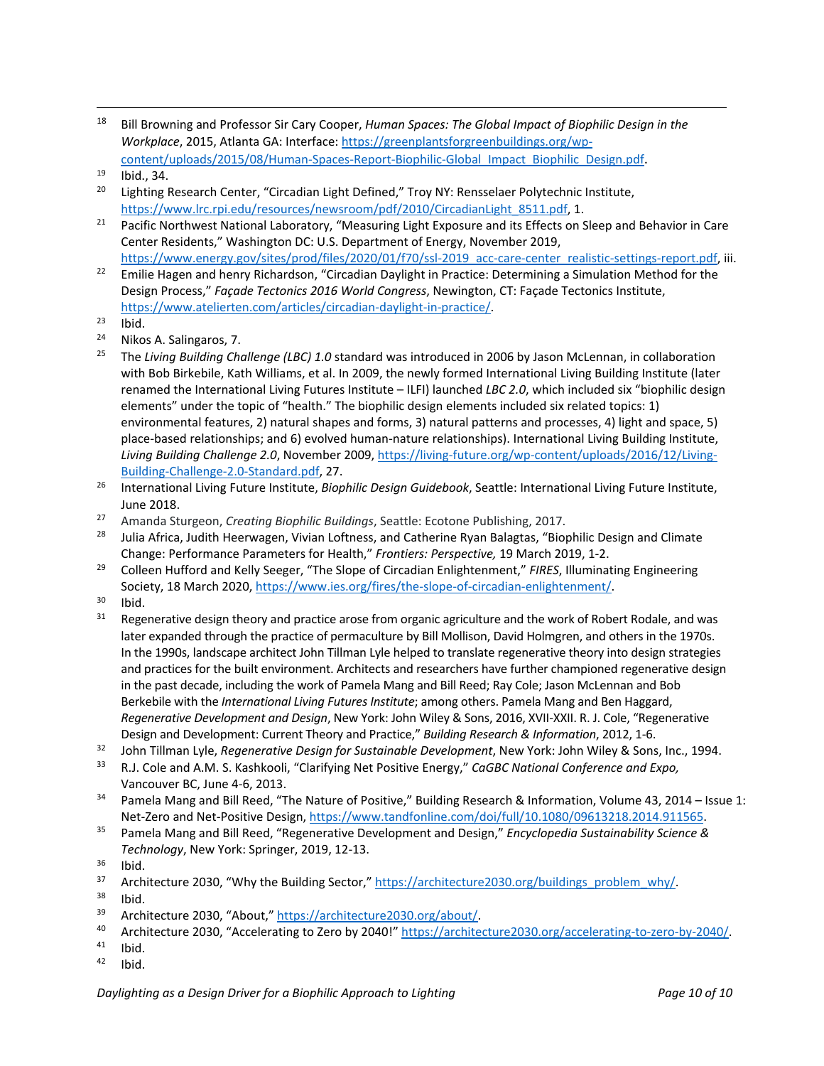[18] Bill Browning and Professor Sir Cary Cooper, *Human Spaces: The Global Impact of Biophilic Design in the Workplace*, 2015, Atlanta GA: Interface: https://greenplantsforgreenbuildings.org/wp-content/uploads/2015/08/Human-Spaces-Report-Biophilic-Global_Impact_Biophilic_Design.pdf.

[19] Ibid., 34.

[20] Lighting Research Center, "Circadian Light Defined," Troy NY: Rensselaer Polytechnic Institute, https://www.lrc.rpi.edu/resources/newsroom/pdf/2010/CircadianLight_8511.pdf, 1.

[21] Pacific Northwest National Laboratory, "Measuring Light Exposure and its Effects on Sleep and Behavior in Care Center Residents," Washington DC: U.S. Department of Energy, November 2019, https://www.energy.gov/sites/prod/files/2020/01/f70/ssl-2019_acc-care-center_realistic-settings-report.pdf, iii.

[22] Emilie Hagen and henry Richardson, "Circadian Daylight in Practice: Determining a Simulation Method for the Design Process," *Façade Tectonics 2016 World Congress*, Newington, CT: Façade Tectonics Institute, https://www.atelierten.com/articles/circadian-daylight-in-practice/.

[23] Ibid.

[24] Nikos A. Salingaros, 7.

[25] The *Living Building Challenge (LBC) 1.0* standard was introduced in 2006 by Jason McLennan, in collaboration with Bob Birkebile, Kath Williams, et al. In 2009, the newly formed International Living Building Institute (later renamed the International Living Futures Institute – ILFI) launched *LBC 2.0*, which included six "biophilic design elements" under the topic of "health." The biophilic design elements included six related topics: 1) environmental features, 2) natural shapes and forms, 3) natural patterns and processes, 4) light and space, 5) place-based relationships; and 6) evolved human-nature relationships). International Living Building Institute, *Living Building Challenge 2.0*, November 2009, https://living-future.org/wp-content/uploads/2016/12/Living-Building-Challenge-2.0-Standard.pdf, 27.

[26] International Living Future Institute, *Biophilic Design Guidebook*, Seattle: International Living Future Institute, June 2018.

[27] Amanda Sturgeon, *Creating Biophilic Buildings*, Seattle: Ecotone Publishing, 2017.

[28] Julia Africa, Judith Heerwagen, Vivian Loftness, and Catherine Ryan Balagtas, "Biophilic Design and Climate Change: Performance Parameters for Health," *Frontiers: Perspective,* 19 March 2019, 1-2.

[29] Colleen Hufford and Kelly Seeger, "The Slope of Circadian Enlightenment," *FIRES*, Illuminating Engineering Society, 18 March 2020, https://www.ies.org/fires/the-slope-of-circadian-enlightenment/.

[30] Ibid.

[31] Regenerative design theory and practice arose from organic agriculture and the work of Robert Rodale, and was later expanded through the practice of permaculture by Bill Mollison, David Holmgren, and others in the 1970s. In the 1990s, landscape architect John Tillman Lyle helped to translate regenerative theory into design strategies and practices for the built environment. Architects and researchers have further championed regenerative design in the past decade, including the work of Pamela Mang and Bill Reed; Ray Cole; Jason McLennan and Bob Berkebile with the *International Living Futures Institute*; among others. Pamela Mang and Ben Haggard, *Regenerative Development and Design*, New York: John Wiley & Sons, 2016, XVII-XXII. R. J. Cole, "Regenerative Design and Development: Current Theory and Practice," *Building Research & Information*, 2012, 1-6.

[32] John Tillman Lyle, *Regenerative Design for Sustainable Development*, New York: John Wiley & Sons, Inc., 1994.

[33] R.J. Cole and A.M. S. Kashkooli, "Clarifying Net Positive Energy," *CaGBC National Conference and Expo,* Vancouver BC, June 4-6, 2013.

[34] Pamela Mang and Bill Reed, "The Nature of Positive," Building Research & Information, Volume 43, 2014 – Issue 1: Net-Zero and Net-Positive Design, https://www.tandfonline.com/doi/full/10.1080/09613218.2014.911565.

[35] Pamela Mang and Bill Reed, "Regenerative Development and Design," *Encyclopedia Sustainability Science & Technology*, New York: Springer, 2019, 12-13.

[36] Ibid.

[37] Architecture 2030, "Why the Building Sector," https://architecture2030.org/buildings_problem_why/.

[38] Ibid.

[39] Architecture 2030, "About," https://architecture2030.org/about/.

[40] Architecture 2030, "Accelerating to Zero by 2040!" https://architecture2030.org/accelerating-to-zero-by-2040/.

[41] Ibid.

[42] Ibid.